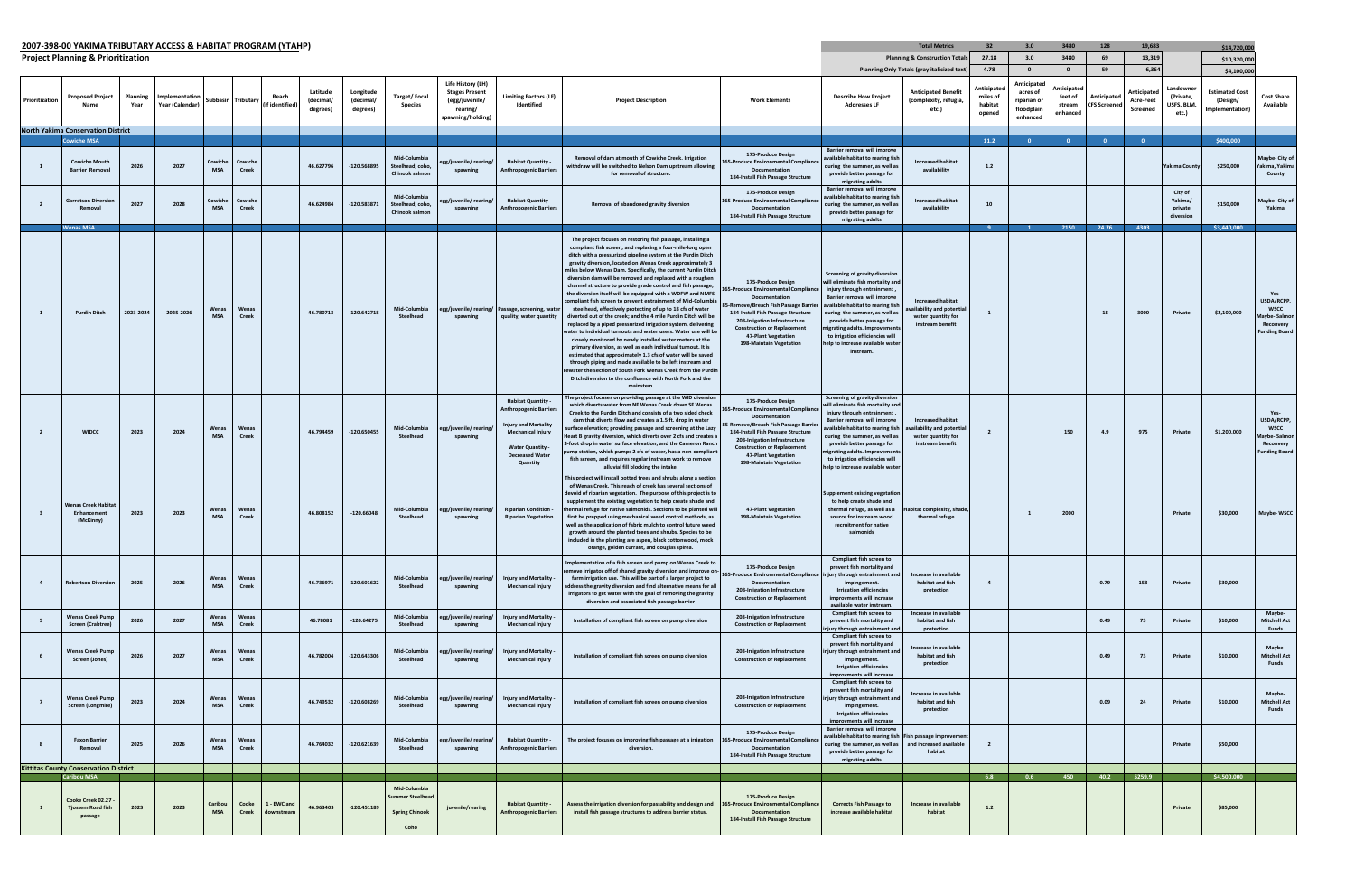# 2007-398-00 YAKIMA TRIBUTARY ACCESS & HABITAT PROGRAM (YTAHP)

## Project Planning & Prioritization

| | Total Metrics | 32 | 3.0 | 3480 | 128 | 19,683 | | $14,720,000 |
|---|---|---|---|---|---|---|---|---|
| | Planning & Construction Totals | 27.18 | 3.0 | 3480 | 69 | 13,319 | | $10,320,000 |
| | Planning Only Totals (gray italicized text) | 4.78 | 0 | 0 | 59 | 6,364 | | $4,100,000 |

| Prioritization | Proposed Project Name | Planning Year | Implementation Year (Calendar) | Subbasin | Tributary | Reach (if identified) | Latitude (decimal/ degrees) | Longitude (decimal/ degrees) | Target/ Focal Species | Life History (LH) Stages Present (egg/juvenile/ rearing/ spawning/holding) | Limiting Factors (LF) Identified | Project Description | Work Elements | Describe How Project Addresses LF | Anticipated Benefit (complexity, refugia, etc.) | Anticipated miles of habitat opened | Anticipated acres of riparian or floodplain enhanced | Anticipated feet of stream enhanced | Anticipated CFS Screened | Anticipated Acre-Feet Screened | Landowner (Private, USFS, BLM, etc.) | Estimated Cost (Design/ Implementation) | Cost Share Available |
|---|---|---|---|---|---|---|---|---|---|---|---|---|---|---|---|---|---|---|---|---|---|---|---|
| **North Yakima Conservation District** | | | | | | | | | | | | | | | | | | | | | | | |
| **Cowiche MSA** | | | | | | | | | | | | | | | | 11.2 | 0 | 0 | 0 | 0 | | $400,000 | |
| 1 | Cowiche Mouth Barrier Removal | 2026 | 2027 | Cowiche MSA | Cowiche Creek | | 46.627796 | -120.568895 | Mid-Columbia Steelhead, coho, Chinook salmon | egg/juvenile/ rearing/ spawning | Habitat Quantity - Anthropogenic Barriers | Removal of dam at mouth of Cowiche Creek. Irrigation withdraw will be switched to Nelson Dam upstream allowing for removal of structure. | 175-Produce Design 165-Produce Environmental Compliance Documentation 184-Install Fish Passage Structure | Barrier removal will improve available habitat to rearing fish during the summer, as well as provide better passage for migrating adults | Increased habitat availability | 1.2 | | | | | Yakima County | $250,000 | Maybe- City of Yakima, Yakima County |
| 2 | Garretson Diversion Removal | 2027 | 2028 | Cowiche MSA | Cowiche Creek | | 46.624984 | -120.583871 | Mid-Columbia Steelhead, coho, Chinook salmon | egg/juvenile/ rearing/ spawning | Habitat Quantity - Anthropogenic Barriers | Removal of abandoned gravity diversion | 175-Produce Design 165-Produce Environmental Compliance Documentation 184-Install Fish Passage Structure | Barrier removal will improve available habitat to rearing fish during the summer, as well as provide better passage for migrating adults | Increased habitat availability | 10 | | | | | City of Yakima/ private diversion | $150,000 | Maybe- City of Yakima |
| **Wenas MSA** | | | | | | | | | | | | | | | | 9 | 1 | 2150 | 24.76 | 4303 | | $3,440,000 | |
| 1 | Purdin Ditch | 2023-2024 | 2025-2026 | Wenas MSA | Wenas Creek | | 46.780713 | -120.642718 | Mid-Columbia Steelhead | egg/juvenile/ rearing/ spawning | Passage, screening, water quality, water quantity | The project focuses on restoring fish passage, installing a compliant fish screen, and replacing a four-mile-long open ditch with a pressurized pipeline system at the Purdin Ditch gravity diversion, located on Wenas Creek approximately 3 miles below Wenas Dam. Specifically, the current Purdin Ditch diversion dam will be removed and replaced with a roughen channel structure to provide grade control and fish passage; the diversion itself will be equipped with a WDFW and NMFS compliant fish screen to prevent entrainment of Mid-Columbia steelhead, effectively protecting of up to 18 cfs of water diverted out of the creek; and the 4 mile Purdin Ditch will be replaced by a piped pressurized irrigation system, delivering water to individual turnouts and water users. Water use will be closely monitored by newly installed water meters at the primary diversion, as well as each individual turnout. It is estimated that approximately 1.3 cfs of water will be saved through piping and made available to be left instream and rewater the section of South Fork Wenas Creek from the Purdin Ditch diversion to the confluence with North Fork and the mainstem. | 175-Produce Design 165-Produce Environmental Compliance Documentation 85-Remove/Breach Fish Passage Barrier 184-Install Fish Passage Structure 208-Irrigation Infrastructure Construction or Replacement 47-Plant Vegetation 198-Maintain Vegetation | Screening of gravity diversion will eliminate fish mortality and injury through entrainment , Barrier removal will improve available habitat to rearing fish during the summer, as well as provide better passage for migrating adults. Improvements to irrigation efficiencies will help to increase available water instream. | Increased habitat availability and potential water quantity for instream benefit | 1 | | | 18 | 3000 | Private | $2,100,000 | Yes- USDA/RCPP, WSCC Maybe- Salmon Recovery Funding Board |
| 2 | WIDCC | 2023 | 2024 | Wenas MSA | Wenas Creek | | 46.794459 | -120.650455 | Mid-Columbia Steelhead | egg/juvenile/ rearing/ spawning | Habitat Quantity - Anthropogenic Barriers Injury and Mortality - Mechanical Injury Water Quantity - Decreased Water Quantity | The project focuses on providing passage at the WID diversion which diverts water from NF Wenas Creek down SF Wenas Creek to the Purdin Ditch and consists of a two sided check dam that diverts flow and creates a 1.5 ft. drop in water surface elevation; providing passage and screening at the Lazy Heart B gravity diversion, which diverts over 2 cfs and creates a 3-foot drop in water surface elevation; and the Cameron Ranch pump station, which pumps 2 cfs of water, has a non-compliant fish screen, and requires regular instream work to remove alluvial fill blocking the intake. | 175-Produce Design 165-Produce Environmental Compliance Documentation 85-Remove/Breach Fish Passage Barrier 184-Install Fish Passage Structure 208-Irrigation Infrastructure Construction or Replacement 47-Plant Vegetation 198-Maintain Vegetation | Screening of gravity diversion will eliminate fish mortality and injury through entrainment , Barrier removal will improve available habitat to rearing fish during the summer, as well as provide better passage for migrating adults. Improvements to irrigation efficiencies will help to increase available water | Increased habitat availability and potential water quantity for instream benefit | 2 | | 150 | 4.9 | 975 | Private | $1,200,000 | Yes- USDA/RCPP, WSCC Maybe- Salmon Recovery Funding Board |
| 3 | Wenas Creek Habitat Enhancement (McKinny) | 2023 | 2023 | Wenas MSA | Wenas Creek | | 46.808152 | -120.66048 | Mid-Columbia Steelhead | egg/juvenile/ rearing/ spawning | Riparian Condition - Riparian Vegetation | This project will install potted trees and shrubs along a section of Wenas Creek. This reach of creek has several sections of devoid of riparian vegetation. The purpose of this project is to supplement the existing vegetation to help create shade and thermal refuge for native salmonids. Sections to be planted will first be prepped using mechanical weed control methods, as well as the application of fabric mulch to control future weed growth around the planted trees and shrubs. Species to be included in the planting are aspen, black cottonwood, mock orange, golden currant, and douglas spirea. | 47-Plant Vegetation 198-Maintain Vegetation | Supplement existing vegetation to help create shade and thermal refuge, as well as a source for instream wood recruitment for native salmonids | Habitat complexity, shade, thermal refuge | | 1 | 2000 | | | Private | $30,000 | Maybe- WSCC |
| 4 | Robertson Diversion | 2025 | 2026 | Wenas MSA | Wenas Creek | | 46.736971 | -120.601622 | Mid-Columbia Steelhead | egg/juvenile/ rearing/ spawning | Injury and Mortality - Mechanical Injury | Implementation of a fish screen and pump on Wenas Creek to remove irrigator off of shared gravity diversion and improve on-farm irrigation use. This will be part of a larger project to address the gravity diversion and find alternative means for all irrigators to get water with the goal of removing the gravity diversion and associated fish passage barrier | 175-Produce Design 165-Produce Environmental Compliance Documentation 208-Irrigation Infrastructure Construction or Replacement | Compliant fish screen to prevent fish mortality and injury through entrainment and impingement. Irrigation efficiencies improvements will increase available water instream. | Increase in available habitat and fish protection | 4 | | | 0.79 | 158 | Private | $30,000 | |
| 5 | Wenas Creek Pump Screen (Crabtree) | 2026 | 2027 | Wenas MSA | Wenas Creek | | 46.78081 | -120.64275 | Mid-Columbia Steelhead | egg/juvenile/ rearing/ spawning | Injury and Mortality - Mechanical Injury | Installation of compliant fish screen on pump diversion | 208-Irrigation Infrastructure Construction or Replacement | Compliant fish screen to prevent fish mortality and injury through entrainment and | Increase in available habitat and fish protection | | | | 0.49 | 73 | Private | $10,000 | Maybe- Mitchell Act Funds |
| 6 | Wenas Creek Pump Screen (Jones) | 2026 | 2027 | Wenas MSA | Wenas Creek | | 46.782004 | -120.643306 | Mid-Columbia Steelhead | egg/juvenile/ rearing/ spawning | Injury and Mortality - Mechanical Injury | Installation of compliant fish screen on pump diversion | 208-Irrigation Infrastructure Construction or Replacement | Compliant fish screen to prevent fish mortality and injury through entrainment and impingement. Irrigation efficiencies improvements will increase | Increase in available habitat and fish protection | | | | 0.49 | 73 | Private | $10,000 | Maybe- Mitchell Act Funds |
| 7 | Wenas Creek Pump Screen (Longmire) | 2023 | 2024 | Wenas MSA | Wenas Creek | | 46.749532 | -120.608269 | Mid-Columbia Steelhead | egg/juvenile/ rearing/ spawning | Injury and Mortality - Mechanical Injury | Installation of compliant fish screen on pump diversion | 208-Irrigation Infrastructure Construction or Replacement | Compliant fish screen to prevent fish mortality and injury through entrainment and impingement. Irrigation efficiencies improvements will increase | Increase in available habitat and fish protection | | | | 0.09 | 24 | Private | $10,000 | Maybe- Mitchell Act Funds |
| 8 | Faxon Barrier Removal | 2025 | 2026 | Wenas MSA | Wenas Creek | | 46.764032 | -120.621639 | Mid-Columbia Steelhead | egg/juvenile/ rearing/ spawning | Habitat Quantity - Anthropogenic Barriers | The project focuses on improving fish passage at a irrigation diversion. | 175-Produce Design 165-Produce Environmental Compliance Documentation 184-Install Fish Passage Structure | Barrier removal will improve available habitat to rearing fish during the summer, as well as provide better passage for migrating adults | Fish passage improvement and increased available habitat | 2 | | | | | Private | $50,000 | |
| **Kittitas County Conservation District** | | | | | | | | | | | | | | | | | | | | | | | |
| **Caribou MSA** | | | | | | | | | | | | | | | | 6.8 | 0.6 | 450 | 40.2 | 5259.9 | | $4,500,000 | |
| 1 | Cooke Creek 02.27 - Tjossem Road fish passage | 2023 | 2023 | Caribou MSA | Cooke Creek | 1 - EWC and downstream | 46.963403 | -120.451189 | Mid-Columbia Summer Steelhead Spring Chinook Coho | juvenile/rearing | Habitat Quantity - Anthropogenic Barriers | Assess the irrigation diversion for passability and design and install fish passage structures to address barrier status. | 175-Produce Design 165-Produce Environmental Compliance Documentation 184-Install Fish Passage Structure | Corrects Fish Passage to increase available habitat | Increase in available habitat | 1.2 | | | | | Private | $85,000 | |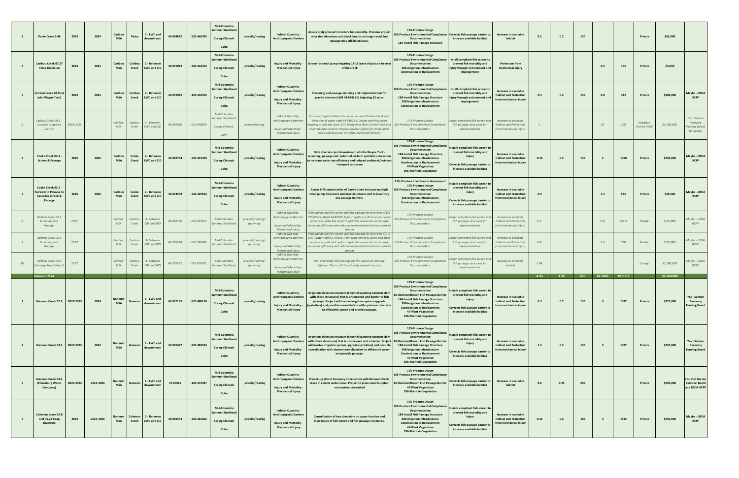| | | | | | | | | | | | | | | | | | | | | | | | |
|---|---|---|---|---|---|---|---|---|---|---|---|---|---|---|---|---|---|---|---|---|---|---|---|
| 2 | Parke Creek 0.46 | 2023 | 2024 | Caribou MSA | Parke | 1 - EWC and downstream | 46.944812 | -120.466393 | Mid-Columbia Summer Steelhead<br>Spring Chinook<br>Coho | juvenile/rearing | Habitat Quantity - Anthropogenic Barriers | Assess bridge/culvert structure for passibilty. Previous project relocated diversions and check boards no longer used, but passage may still be an issue. | 175-Produce Design<br>165-Produce Environmental Compliance Documentation<br>184-Install Fish Passage Structure | Corrects fish passage barrier to increase available habitat | Increase in available habitat | 0.5 | 0.2 | 150 | | | Private | $65,000 | |
| 3 | Caribou Creek 03.37 Pump Diversion | 2023 | 2023 | Caribou MSA | Caribou Creek | 2 - Between EWC and CID | 46.975912 | -120.418762 | Mid-Columbia Summer Steelhead<br>Spring Chinook<br>Coho | juvenile/rearing | Injury and Mortality - Mechanical Injury | Screen for small pump irrigating 12-15 acres of pasture to west of the creek | 175-Produce Design<br>165-Produce Environmental Compliance Documentation<br>208-Irrigation Infrastructure Construction or Replacement | Install compliant fish screen to prevent fish mortality and injury through entrainment and impingement | Protection from mechanical injury | | | | 0.5 | 195 | Private | $5,000 | |
| 4 | Caribou Creek 03.9 (at John Wayne Trail) | 2023 | 2024 | Caribou MSA | Caribou Creek | 2 - Between EWC and CID | 46.975912 | -120.418762 | Mid-Columbia Summer Steelhead<br>Spring Chinook<br>Coho | juvenile/rearing | Habitat Quantity - Anthropogenic Barriers<br>Injury and Mortality - Mechanical Injury | Screening and passage planning and implementation for gravity diversion [WR S4-84421-J] irrigating 62 acres. | 175-Produce Design<br>165-Produce Environmental Compliance Documentation<br>184-Install Fish Passage Structure<br>208-Irrigation Infrastructure Construction or Replacement | Install compliant fish screen to prevent fish mortality and injury through entrainment and impingement | Increase in available habitat and Protection from mechanical injury | 0.4 | 0.2 | 150 | 0.8 | 312 | Private | $300,000 | Maybe - USDA RCPP |
| 5 | Caribou Creek 04.3 - Cascade Irrigation District | 2023-2025 | | Caribou MSA | Caribou Creek | 2 - Between EWC and CID | 46.984468 | -120.408690 | Mid-Columbia Summer Steelhead<br>Spring Chinook<br>Coho | juvenile/rearing | Habitat Quantity - Anthropogenic Barriers<br>Injury and Mortality - Mechanical Injury | Cascade Irrigation District intersection with Caribou Creek and diversion of water right S4-84625-J. Design work has been ongoing at this site since 2017 along with their Currier Creek and Coleman Intersections. Projects involve siphon for canal under creek and diversion with fish screen and fishway. | 175-Produce Design<br>165-Produce Environmental Compliance Documentation | Design compliant fish screen and fish passage structures for implementation | Increase in available habitat and Protection from mechanical injury | 1 | | | 30 | 1255 | Irrigation District ROW | $2,100,000 | Yes - Salmon Recovery Funding Board for design |
| 6 | Cooke Creek 04.3 - Screen & Passage | 2025 | 2026 | Caribou MSA | Cooke Creek | 2 - Between EWC and CID | 46.982734 | -120.423439 | Mid-Columbia Summer Steelhead<br>Spring Chinook<br>Coho | juvenile/rearing | Habitat Quantity - Anthropogenic Barriers<br>Injury and Mortality - Mechanical Injury | Gibb diversion just downstream of John Wayne Trail - screening, passage and potential on-farm sprinkler conversion to increase water use efficiency and reduced sediment/nutrient transport to stream | 175-Produce Design<br>165-Produce Environmental Compliance Documentation<br>184-Install Fish Passage Structure<br>208-Irrigation Infrastructure Construction or Replacement<br>47-Plant Vegetation<br>198-Maintain Vegetation | Installs compliant fish screen to prevent fish mortality and injury<br>Corrects fish passage barrier to increase available habitat | Increase in available habitat and Protection from mechanical injury | 0.36 | 0.2 | 150 | 5 | 1950 | Private | $350,000 | Maybe - USDA RCPP |
| 7 | Cooke Creek 05.5 - Fairview to Palouse to Cascades Screen & Passage | 2025 | 2026 | Caribou MSA | Cooke Creek | 2 - Between EWC and CID | 46.978909 | -120.429543 | Mid-Columbia Summer Steelhead<br>Spring Chinook<br>Coho | juvenile/rearing | Habitat Quantity - Anthropogenic Barriers<br>Injury and Mortality - Mechanical Injury | Assess 0.75 stream miles of Cooke Creek to locate multiple small pump diversions and provide screens and to inventory any passage barriers. | 115- Produce Inventory or Assessment<br>175-Produce Design<br>165-Produce Environmental Compliance Documentation<br>208-Irrigation Infrastructure Construction or Replacement | Installs compliant fish screen to prevent fish mortality and injury<br>Corrects fish passage barrier to increase available habitat | Increase in available habitat and Protection from mechanical injury | 0.9 | | | 1.5 | 585 | Private | $45,000 | Maybe - USDA RCPP |
| 8 | Caribou Creek 05.3 Screening and Passage | 2027 | | Caribou MSA | Caribou Creek | 3- Between CID and KRD | 46.994376 | -120.397351 | Mid-Columbia Summer Steelhead | juvenile/rearing/spawning | Habitat Quantity - Anthropogenic Barriers<br>Injury and Mortality - Mechanical Injury | Plan and design fish screen and fish passage for diversion of 0.5 CFS [Water Right S4-84535-J] for irrigation of 20 acres and stock water and potential on-farm sprinkler conversion to increase water use efficiency and reduced sediment/nutrient transport to stream | 175-Produce Design<br>165-Produce Environmental Compliance Documentation | Design compliant fish screen and fish passage structures for implementation | Increase in available habitat and Protection from mechanical injury | 0.2 | | | 0.8 | 334.9 | Private | $175,000 | Maybe - USDA RCPP |
| 9 | Caribou Creek 05.5 Screening and Passage | 2027 | | Caribou MSA | Caribou Creek | 3- Between CID and KRD | 46.995724 | -120.396049 | Mid-Columbia Summer Steelhead | juvenile/rearing/spawning | Habitat Quantity - Anthropogenic Barriers<br>Injury and Mortality - Mechanical Injury | Plan and design fish screen and fish passage for diversion of 1.6 CFS [Water RightS4-84505-J] for irrigation of 63 acres and stock water and potential on-farm sprinkler conversion to increase water use efficiency and reduced sediment/nutrient transport to stream | 175-Produce Design<br>165-Produce Environmental Compliance Documentation | Design compliant fish screen and fish passage structures for implementation | Increase in available habitat and Protection from mechanical injury | 0.4 | | | 1.6 | 628 | Private | $175,000 | Maybe - USDA RCPP |
| 10 | Caribou Creek 05.9 (Vantage Hwy Culvert) | 2027 | | Caribou MSA | Caribou Creek | 3- Between CID and KRD | 46.975912 | -120.418762 | Mid-Columbia Summer Steelhead | juvenile/rearing/spawning | Habitat Quantity - Anthropogenic Barriers<br>Injury and Mortality - Mechanical Injury | Plan and design fish passage for the culvert at Vantage Highway. This is a Kittitas County owned structure. | 175-Produce Design<br>165-Produce Environmental Compliance Documentation | Design compliant fish screen and fish passage structures for implementation | Increase in available habitat | 1.84 | | | | | County | $1,200,000 | Maybe - USDA RCPP |
| | **Naneum MSA** | | | | | | | | | | | | | | | 4.96 | 1.35 | 880 | 62.7406 | 10119.9 | | $6,380,000 | |
| 1 | Naneum Creek 02.9 | 2022-2023 | 2024 | Naneum MSA | Naneum | 1 - EWC and downstream | 46.967185 | -120.488139 | Mid-Columbia Summer Steelhead<br>Spring Chinook<br>Coho | juvenile/rearing | Habitat Quantity - Anthropogenic Barriers<br>Injury and Mortality - Mechanical Injury | Irrigation diversion structure (channel spanning concrete dam with check structures) that is unscreened and barrier to fish passage. Project will involve irrigation system upgrade (sprinklers) and possible consolidation with upstream diversion to efficiently screen and provide passage. | 175-Produce Design<br>165-Produce Environmental Compliance Documentation<br>85-Remove/Breach Fish Passage Barrier<br>184-Install Fish Passage Structure<br>208-Irrigation Infrastructure Construction or Replacement<br>47-Plant Vegetation<br>198-Maintain Vegetation | Installs compliant fish screen to prevent fish mortality and injury<br>Corrects fish passage barrier to increase available habitat | Increase in available habitat and Protection from mechanical injury | 0.3 | 0.2 | 150 | 3 | 1037 | Private | $225,000 | Yes - Salmon Recovery Funding Board |
| 2 | Naneum Creek 03.2 | 2022-2023 | 2024 | Naneum MSA | Naneum | 1 - EWC and downstream | 46.970487 | -120.484543 | Mid-Columbia Summer Steelhead<br>Spring Chinook<br>Coho | juvenile/rearing | Habitat Quantity - Anthropogenic Barriers<br>Injury and Mortality - Mechanical Injury | Irrigation diversion structure (channel spanning concrete dam with check structures) that is unscreened and a barrier. Project will involve irrigation system upgrade (sprinklers) and possible consolidation with downstream diversion to efficiently screen and provide passage. | 175-Produce Design<br>165-Produce Environmental Compliance Documentation<br>85-Remove/Breach Fish Passage Barrier<br>184-Install Fish Passage Structure<br>208-Irrigation Infrastructure Construction or Replacement<br>47-Plant Vegetation<br>198-Maintain Vegetation | Installs compliant fish screen to prevent fish mortality and injury<br>Corrects fish passage barrier to increase available habitat | Increase in available habitat and Protection from mechanical injury | 1.2 | 0.2 | 150 | 3 | 1037 | Private | $225,000 | Yes - Salmon Recovery Funding Board |
| 3 | Naneum Creek 04.4 (Ellensburg Water Company) | 2022-2023 | 2024-2026 | Naneum MSA | Naneum | 1 - EWC and downstream | 47.00566 | -120.472587 | Mid-Columbia Summer Steelhead<br>Spring Chinook<br>Coho | juvenile/rearing | Habitat Quantity - Anthropogenic Barriers<br>Injury and Mortality - Mechanical Injury | Ellensburg Water Company intersection with Naneum Creek. Creek in culvert under canal. Project to place canal in siphon and restore streambed | 175-Produce Design<br>165-Produce Environmental Compliance Documentation<br>85-Remove/Breach Fish Passage Barrier<br>47-Plant Vegetation<br>198-Maintain Vegetation | Corrects fish passage barrier to increase available habitat | Increase in available habitat | 0.6 | 0.25 | 200 | | | Private | $850,000 | Yes- Fish Barrier Removal Board and USDA RCPP |
| 4 | Coleman Creek 04.8 and 05.22 Raap Diversion | 2023 | 2024-2026 | Naneum MSA | Coleman Creek | 2 - Between EWC and CID | 46.996544 | -120.462302 | Mid-Columbia Summer Steelhead<br>Spring Chinook<br>Coho | juvenile/rearing | Habitat Quantity - Anthropogenic Barriers<br>Injury and Mortality - Mechanical Injury | Consolidation of two diversions to upper location and installation of fish screen and fish passage structures. | 175-Produce Design<br>165-Produce Environmental Compliance Documentation<br>184-Install Fish Passage Structure<br>208-Irrigation Infrastructure Construction or Replacement<br>47-Plant Vegetation<br>198-Maintain Vegetation | Installs compliant fish screen to prevent fish mortality and injury<br>Corrects fish passage barrier to increase available habitat | Increase in available habitat and Protection from mechanical injury | 0.42 | 0.2 | 180 | 4 | 1522 | Private | $550,000 | Maybe - USDA RCPP |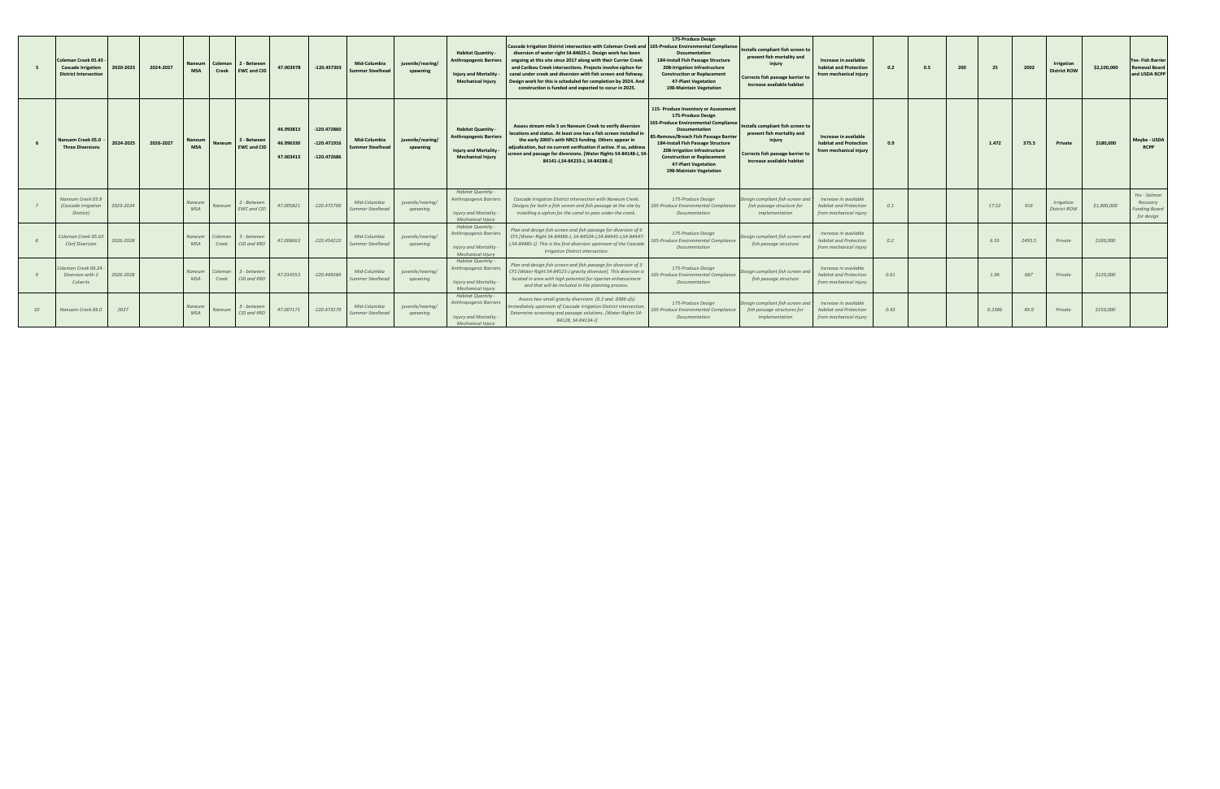| | | | | | | | | | | | | | | | | | | | | | | | |
|---|---|---|---|---|---|---|---|---|---|---|---|---|---|---|---|---|---|---|---|---|---|---|---|
| **5** | **Coleman Creek 05.43 - Cascade Irrigation District Intersection** | **2020-2023** | **2024-2027** | **Naneum MSA** | **Coleman Creek** | **2 - Between EWC and CID** | **47.003978** | **-120.457303** | **Mid-Columbia Summer Steelhead** | **juvenile/rearing/ spawning** | **Habitat Quantity - Anthropogenic Barriers Injury and Mortality - Mechanical Injury** | **Cascade Irrigation District intersection with Coleman Creek and diversion of water right S4-84625-J. Design work has been ongoing at this site since 2017 along with their Currier Creek and Caribou Creek intersections. Projects involve siphon for canal under creek and diversion with fish screen and fishway. Design work for this is scheduled for completion by 2024. And construction is funded and expected to occur in 2025.** | **175-Produce Design 165-Produce Environmental Compliance Documentation 184-Install Fish Passage Structure 208-Irrigation Infrastructure Construction or Replacement 47-Plant Vegetation 198-Maintain Vegetation** | **Installs compliant fish screen to prevent fish mortality and injury Corrects fish passage barrier to increase available habitat** | **Increase in available habitat and Protection from mechanical injury** | **0.2** | **0.5** | **200** | **25** | **2002** | **Irrigation District ROW** | **$2,100,000** | **Yes- Fish Barrier Removal Board and USDA RCPP** |
| **6** | **Nanuem Creek 05.0 - Three Diversions** | **2024-2025** | **2026-2027** | **Naneum MSA** | **Naneum** | **2 - Between EWC and CID** | **46.993813 46.996330 47.003413** | **-120.472860 -120.471916 -120.472686** | **Mid-Columbia Summer Steelhead** | **juvenile/rearing/ spawning** | **Habitat Quantity - Anthropogenic Barriers Injury and Mortality - Mechanical Injury** | **Assess stream mile 5 on Naneum Creek to verify diversion locations and status. At least one has a fish screen installed in the early 2000's with NRCS funding. Others appear in adjudication, but no current verification if active. If so, address screen and passage for diversions. [Water Rights S4-84148-J, S4-84141-J,S4-84233-J, S4-84288-J]** | **115- Produce Inventory or Assessment 175-Produce Design 165-Produce Environmental Compliance Documentation 85-Remove/Breach Fish Passage Barrier 184-Install Fish Passage Structure 208-Irrigation Infrastructure Construction or Replacement 47-Plant Vegetation 198-Maintain Vegetation** | **Installs compliant fish screen to prevent fish mortality and injury Corrects fish passage barrier to increase available habitat** | **Increase in available habitat and Protection from mechanical injury** | **0.9** | | | **1.472** | **375.5** | **Private** | **$180,000** | **Maybe - USDA RCPP** |
| *7* | *Naneum Creek 05.9 (Cascade Irrigation District)* | *2023-2024* | | *Naneum MSA* | *Naneum* | *2 - Between EWC and CID* | *47.005821* | *-120.472799* | *Mid-Columbia Summer Steelhead* | *juvenile/rearing/ spawning* | *Habitat Quantity - Anthropogenic Barriers Injury and Mortality - Mechanical Injury* | *Cascade Irrigation District intersection with Naneum Creek. Designs for both a fish screen and fish passage at the site by installing a siphon for the canal to pass under the creek.* | *175-Produce Design 165-Produce Environmental Compliance Documentation* | *Design compliant fish screen and fish passage structure for implementation* | *Increase in available habitat and Protection from mechanical injury* | *0.1* | | | *17.52* | *916* | *Irrigation District ROW* | *$1,800,000* | *Yes - Salmon Recovery Funding Board for design* |
| *8* | *Coleman Creek 05.63 Clerf Diversion* | *2026-2028* | | *Naneum MSA* | *Coleman Creek* | *3 - between CID and KRD* | *47.006663* | *-120.454223* | *Mid-Columbia Summer Steelhead* | *juvenile/rearing/ spawning* | *Habitat Quantity - Anthropogenic Barriers Injury and Mortality - Mechanical Injury* | *Plan and design fish screen and fish passage for diversion of 6 CFS [Water Right S4-84486-J, S4-84504-J,S4-84445-J,S4-84447-J,S4-84485-J]. This is the first diversion upstream of the Cascade Irrigation District intersection.* | *175-Produce Design 165-Produce Environmental Compliance Documentation* | *Design compliant fish screen and fish passage structure* | *Increase in available habitat and Protection from mechanical injury* | *0.2* | | | *6.55* | *2493.5* | *Private* | *$180,000* | |
| *9* | *Coleman Creek 06.24 - Diversion with 2 Culverts* | *2026-2028* | | *Naneum MSA* | *Coleman Creek* | *3 - between CID and KRD* | *47.014553* | *-120.449384* | *Mid-Columbia Summer Steelhead* | *juvenile/rearing/ spawning* | *Habitat Quantity - Anthropogenic Barriers Injury and Mortality - Mechanical Injury* | *Plan and design fish screen and fish passage for diversion of 3 CFS [Water Right S4-84525-J gravity diversion]. This diversion is located in area with high potential for riparian enhancement and that will be included in the planning process.* | *175-Produce Design 165-Produce Environmental Compliance Documentation* | *Design compliant fish screen and fish passage structure* | *Increase in available habitat and Protection from mechanical injury* | *0.61* | | | *1.96* | *687* | *Private* | *$120,000* | |
| *10* | *Nanuem Creek 06.0* | *2027* | | *Naneum MSA* | *Naneum* | *3 - between CID and KRD* | *47.007171* | *-120.473579* | *Mid-Columbia Summer Steelhead* | *juvenile/rearing/ spawning* | *Habitat Quantity - Anthropogenic Barriers Injury and Mortality - Mechanical Injury* | *Assess two small gravity diversions (0.2 and .0386 cfs) immediately upstream of Cascade Irrigation District intersection. Determine screening and passage solutions. [Water Rights S4-84128, S4-84134-J]* | *175-Produce Design 165-Produce Environmental Compliance Documentation* | *Design compliant fish screen and fish passage structures for implementation* | *Increase in available habitat and Protection from mechanical injury* | *0.43* | | | *0.2386* | *49.9* | *Private* | *$150,000* | |